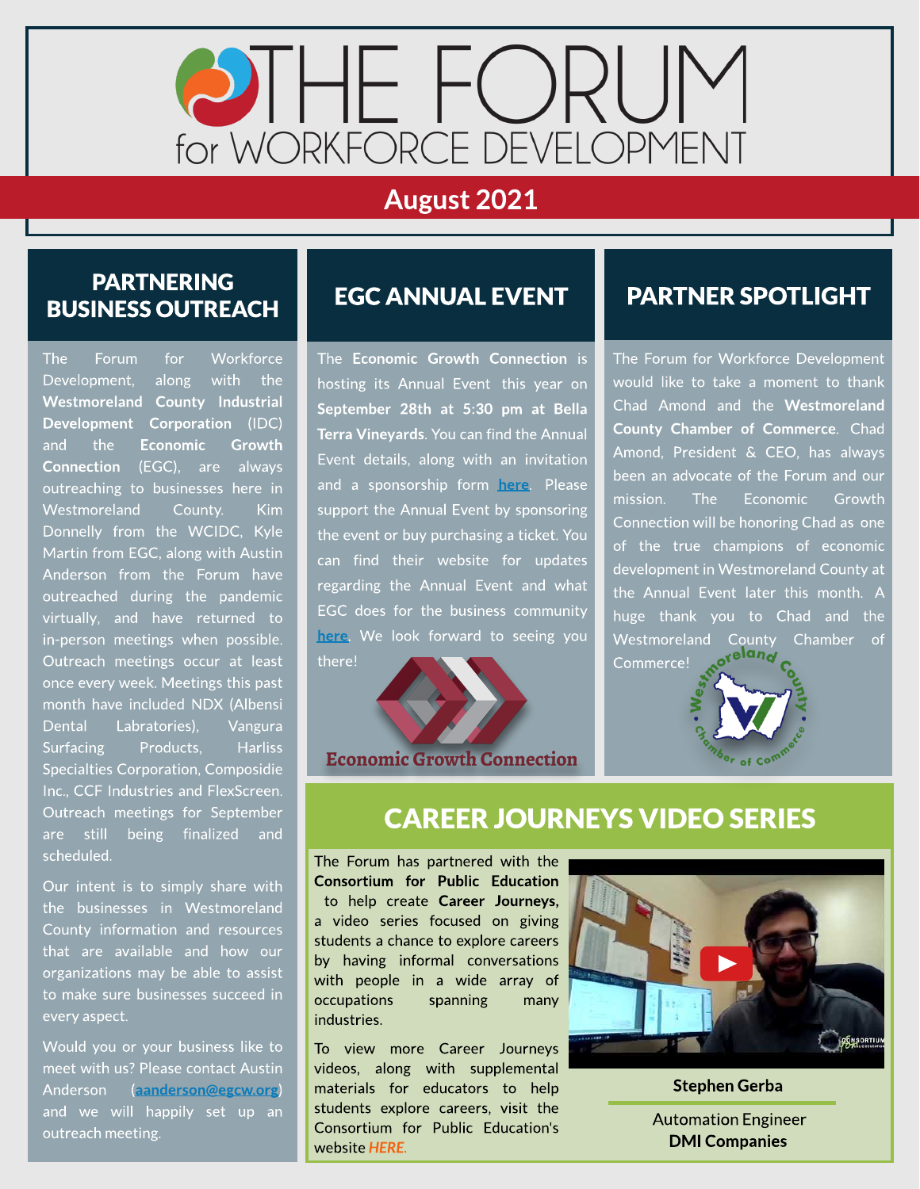# THE FORUM for WORKFORCE DEVELOPMENT

## August 2021

## PARTNERING BUSINESS OUTREACH

The Forum for Workforce Development, along with the **Westmoreland County Industrial Development Corporation** (IDC) and the **Economic Growth Connection** (EGC), are always outreaching to businesses here in Westmoreland County. Kim Donnelly from the WCIDC, Kyle Martin from EGC, along with Austin Anderson from the Forum have outreached during the pandemic virtually, and have returned to in-person meetings when possible. Outreach meetings occur at least once every week. Meetings this past month have included NDX (Albensi Dental Labratories), Vangura Surfacing Products, Harliss Specialties Corporation, Composidie Inc., CCF Industries and FlexScreen. Outreach meetings for September are still being finalized and scheduled.

Our intent is to simply share with the businesses in Westmoreland County information and resources that are available and how our organizations may be able to assist to make sure businesses succeed in every aspect.

Would you or your business like to meet with us? Please contact Austin Anderson (**aanderson@egcw.org**) and we will happily set up an outreach meeting.

## EGC ANNUAL EVENT

The **Economic Growth Connection** is hosting its Annual Event this year on **September 28th at 5:30 pm at Bella Terra Vineyards**. You can find the Annual Event details, along with an invitation and a sponsorship form **here**. Please support the Annual Event by sponsoring the event or buy purchasing a ticket. You can find their website for updates regarding the Annual Event and what EGC does for the business community **here**. We look forward to seeing you there!

Economic Growth Connection

## PARTNER SPOTLIGHT

The Forum for Workforce Development would like to take a moment to thank Chad Amond and the **Westmoreland County Chamber of Commerce**. Chad Amond, President & CEO, has always been an advocate of the Forum and our mission. The Economic Growth Connection will be honoring Chad as one of the true champions of economic development in Westmoreland County at the Annual Event later this month. A huge thank you to Chad and the Westmoreland County Chamber of Commerce!

## CAREER JOURNEYS VIDEO SERIES

The Forum has partnered with the **Consortium for Public Education** to help create **Career Journeys,** a video series focused on giving students a chance to explore careers by having informal conversations with people in a wide array of occupations spanning many industries.

To view more Career Journeys videos, along with supplemental materials for educators to help students explore careers, visit the Consortium for Public Education's website ***HERE***.

**Stephen Gerba**

Automation Engineer
**DMI Companies**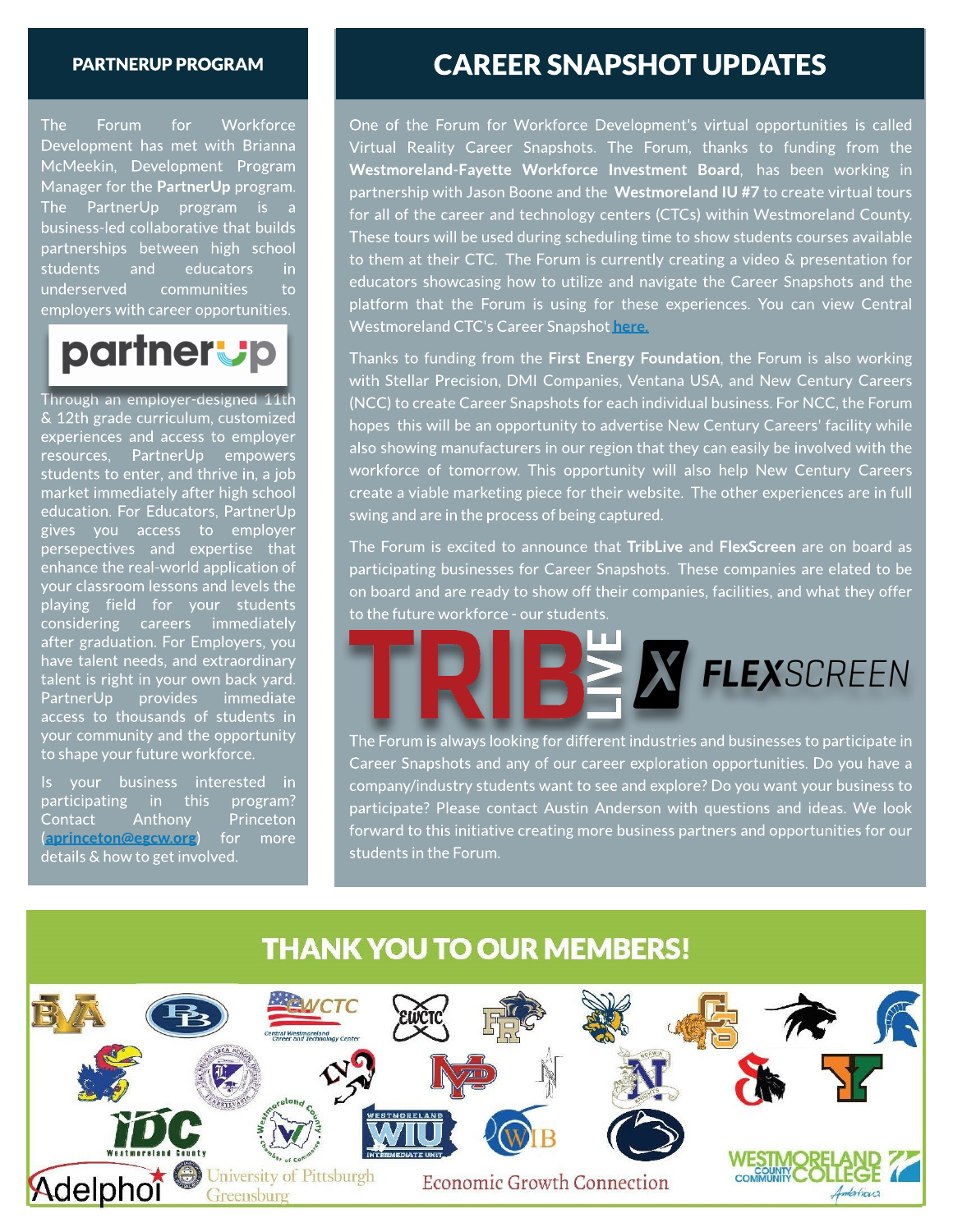## PARTNERUP PROGRAM

The Forum for Workforce Development has met with Brianna McMeekin, Development Program Manager for the **PartnerUp** program. The PartnerUp program is a business-led collaborative that builds partnerships between high school students and educators in underserved communities to employers with career opportunities.

partnerup

Through an employer-designed 11th & 12th grade curriculum, customized experiences and access to employer resources, PartnerUp empowers students to enter, and thrive in, a job market immediately after high school education. For Educators, PartnerUp gives you access to employer persepectives and expertise that enhance the real-world application of your classroom lessons and levels the playing field for your students considering careers immediately after graduation. For Employers, you have talent needs, and extraordinary talent is right in your own back yard. PartnerUp provides immediate access to thousands of students in your community and the opportunity to shape your future workforce.

Is your business interested in participating in this program? Contact Anthony Princeton (aprinceton@egcw.org) for more details & how to get involved.

## CAREER SNAPSHOT UPDATES

One of the Forum for Workforce Development's virtual opportunities is called Virtual Reality Career Snapshots. The Forum, thanks to funding from the **Westmoreland-Fayette Workforce Investment Board**, has been working in partnership with Jason Boone and the **Westmoreland IU #7** to create virtual tours for all of the career and technology centers (CTCs) within Westmoreland County. These tours will be used during scheduling time to show students courses available to them at their CTC. The Forum is currently creating a video & presentation for educators showcasing how to utilize and navigate the Career Snapshots and the platform that the Forum is using for these experiences. You can view Central Westmoreland CTC's Career Snapshot here.

Thanks to funding from the **First Energy Foundation**, the Forum is also working with Stellar Precision, DMI Companies, Ventana USA, and New Century Careers (NCC) to create Career Snapshots for each individual business. For NCC, the Forum hopes this will be an opportunity to advertise New Century Careers' facility while also showing manufacturers in our region that they can easily be involved with the workforce of tomorrow. This opportunity will also help New Century Careers create a viable marketing piece for their website. The other experiences are in full swing and are in the process of being captured.

The Forum is excited to announce that **TribLive** and **FlexScreen** are on board as participating businesses for Career Snapshots. These companies are elated to be on board and are ready to show off their companies, facilities, and what they offer to the future workforce - our students.

TRIB LIVE FLEXSCREEN

The Forum is always looking for different industries and businesses to participate in Career Snapshots and any of our career exploration opportunities. Do you have a company/industry students want to see and explore? Do you want your business to participate? Please contact Austin Anderson with questions and ideas. We look forward to this initiative creating more business partners and opportunities for our students in the Forum.

## THANK YOU TO OUR MEMBERS!

CWCTC Central Westmoreland Career and Technology Center

EWCTC

IDC Westmoreland County

Westmoreland County Chamber of Commerce

Westmoreland WIU Intermediate Unit

WIB

Adelphoi

University of Pittsburgh Greensburg

Economic Growth Connection

Westmoreland County Community College